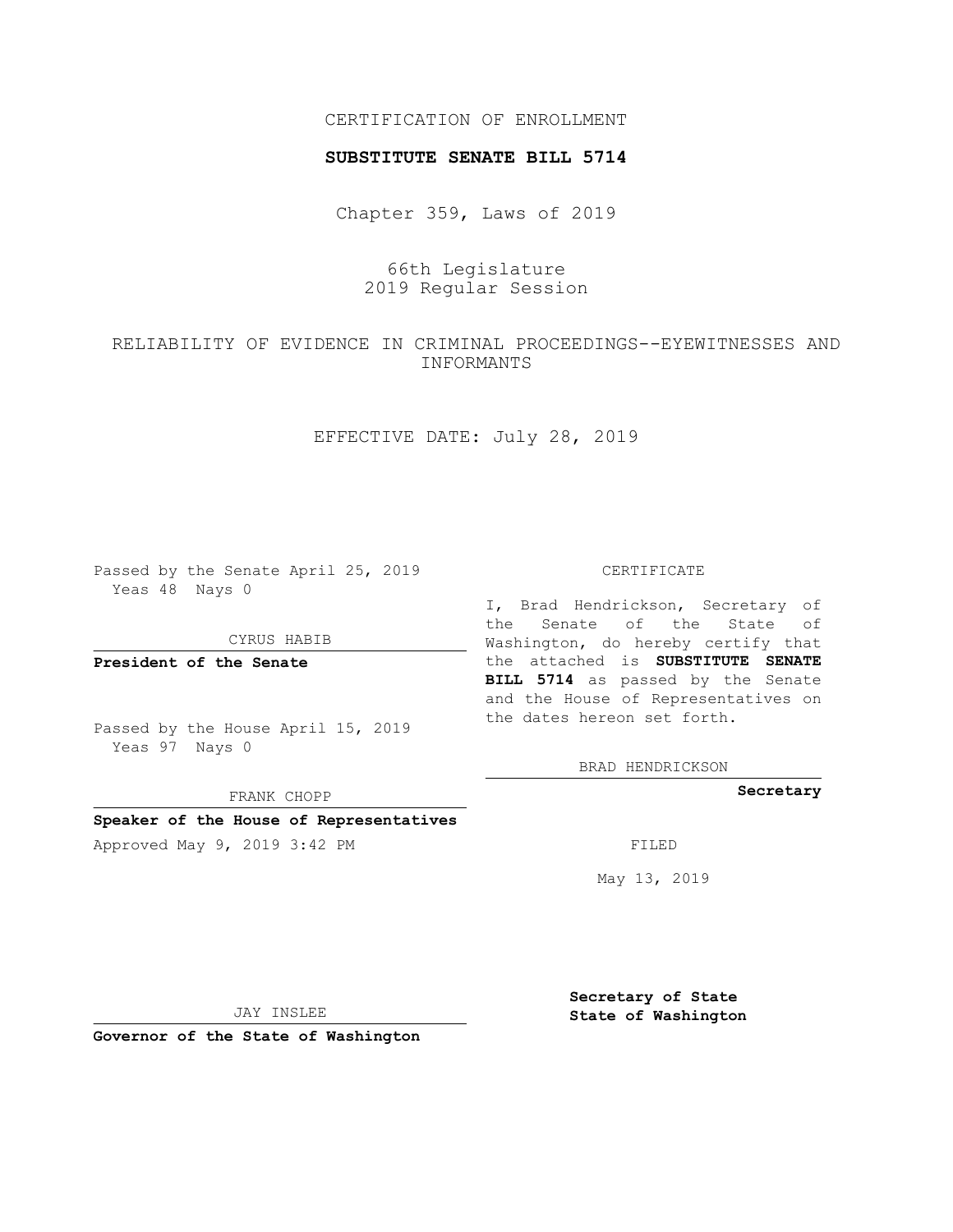CERTIFICATION OF ENROLLMENT

**SUBSTITUTE SENATE BILL 5714**

Chapter 359, Laws of 2019

66th Legislature
2019 Regular Session

RELIABILITY OF EVIDENCE IN CRIMINAL PROCEEDINGS--EYEWITNESSES AND INFORMANTS

EFFECTIVE DATE: July 28, 2019

Passed by the Senate April 25, 2019
Yeas 48 Nays 0

CYRUS HABIB

**President of the Senate**

Passed by the House April 15, 2019
Yeas 97 Nays 0

FRANK CHOPP

**Speaker of the House of Representatives**

Approved May 9, 2019 3:42 PM

JAY INSLEE

**Governor of the State of Washington**

CERTIFICATE

I, Brad Hendrickson, Secretary of the Senate of the State of Washington, do hereby certify that the attached is **SUBSTITUTE SENATE BILL 5714** as passed by the Senate and the House of Representatives on the dates hereon set forth.

BRAD HENDRICKSON

**Secretary**

FILED

May 13, 2019

**Secretary of State**
**State of Washington**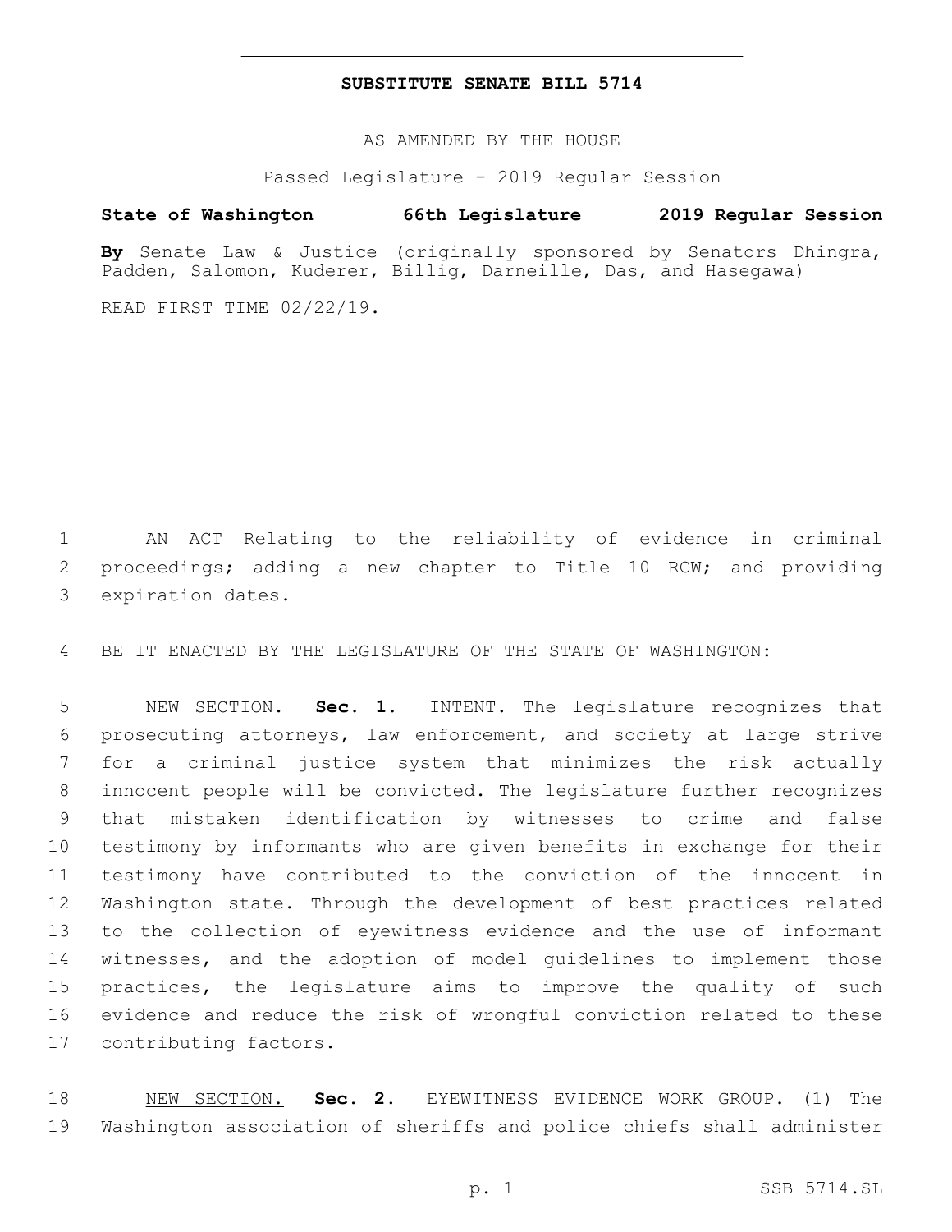# SUBSTITUTE SENATE BILL 5714

AS AMENDED BY THE HOUSE

Passed Legislature - 2019 Regular Session

**State of Washington 66th Legislature 2019 Regular Session**

**By** Senate Law & Justice (originally sponsored by Senators Dhingra, Padden, Salomon, Kuderer, Billig, Darneille, Das, and Hasegawa)

READ FIRST TIME 02/22/19.

AN ACT Relating to the reliability of evidence in criminal proceedings; adding a new chapter to Title 10 RCW; and providing expiration dates.

BE IT ENACTED BY THE LEGISLATURE OF THE STATE OF WASHINGTON:

NEW SECTION. **Sec. 1.** INTENT. The legislature recognizes that prosecuting attorneys, law enforcement, and society at large strive for a criminal justice system that minimizes the risk actually innocent people will be convicted. The legislature further recognizes that mistaken identification by witnesses to crime and false testimony by informants who are given benefits in exchange for their testimony have contributed to the conviction of the innocent in Washington state. Through the development of best practices related to the collection of eyewitness evidence and the use of informant witnesses, and the adoption of model guidelines to implement those practices, the legislature aims to improve the quality of such evidence and reduce the risk of wrongful conviction related to these contributing factors.

NEW SECTION. **Sec. 2.** EYEWITNESS EVIDENCE WORK GROUP. (1) The Washington association of sheriffs and police chiefs shall administer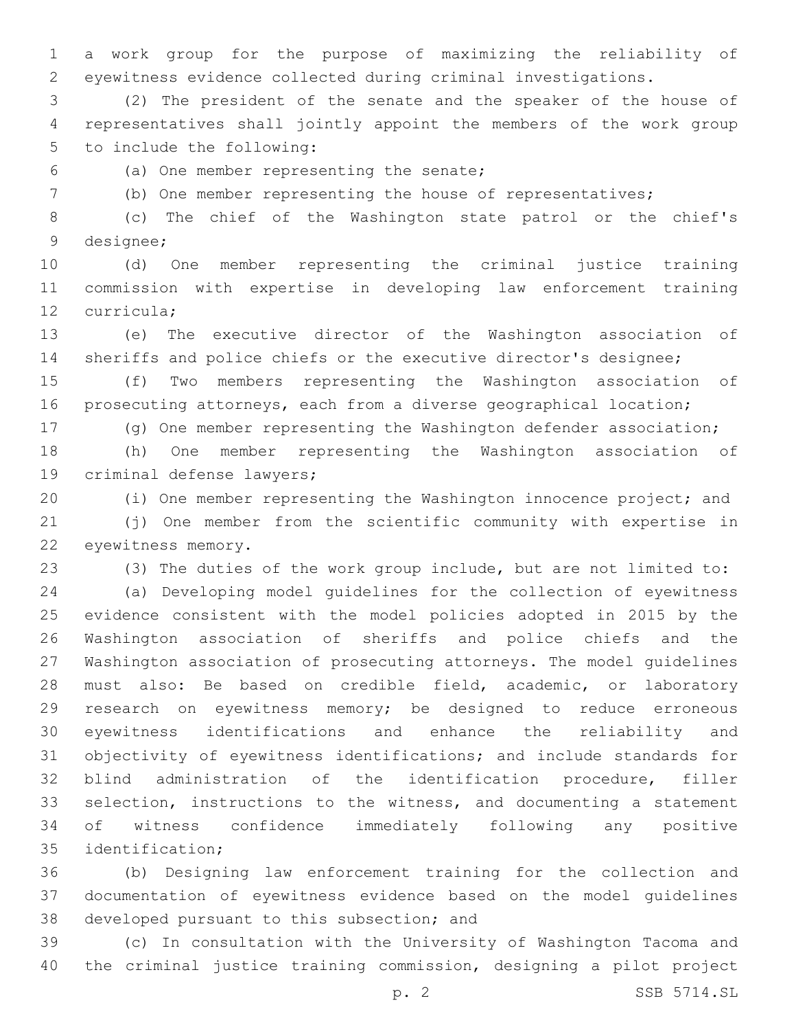a work group for the purpose of maximizing the reliability of eyewitness evidence collected during criminal investigations.

(2) The president of the senate and the speaker of the house of representatives shall jointly appoint the members of the work group to include the following:

(a) One member representing the senate;

(b) One member representing the house of representatives;

(c) The chief of the Washington state patrol or the chief's designee;

(d) One member representing the criminal justice training commission with expertise in developing law enforcement training curricula;

(e) The executive director of the Washington association of sheriffs and police chiefs or the executive director's designee;

(f) Two members representing the Washington association of prosecuting attorneys, each from a diverse geographical location;

(g) One member representing the Washington defender association;

(h) One member representing the Washington association of criminal defense lawyers;

(i) One member representing the Washington innocence project; and

(j) One member from the scientific community with expertise in eyewitness memory.

(3) The duties of the work group include, but are not limited to:

(a) Developing model guidelines for the collection of eyewitness evidence consistent with the model policies adopted in 2015 by the Washington association of sheriffs and police chiefs and the Washington association of prosecuting attorneys. The model guidelines must also: Be based on credible field, academic, or laboratory research on eyewitness memory; be designed to reduce erroneous eyewitness identifications and enhance the reliability and objectivity of eyewitness identifications; and include standards for blind administration of the identification procedure, filler selection, instructions to the witness, and documenting a statement of witness confidence immediately following any positive identification;

(b) Designing law enforcement training for the collection and documentation of eyewitness evidence based on the model guidelines developed pursuant to this subsection; and

(c) In consultation with the University of Washington Tacoma and the criminal justice training commission, designing a pilot project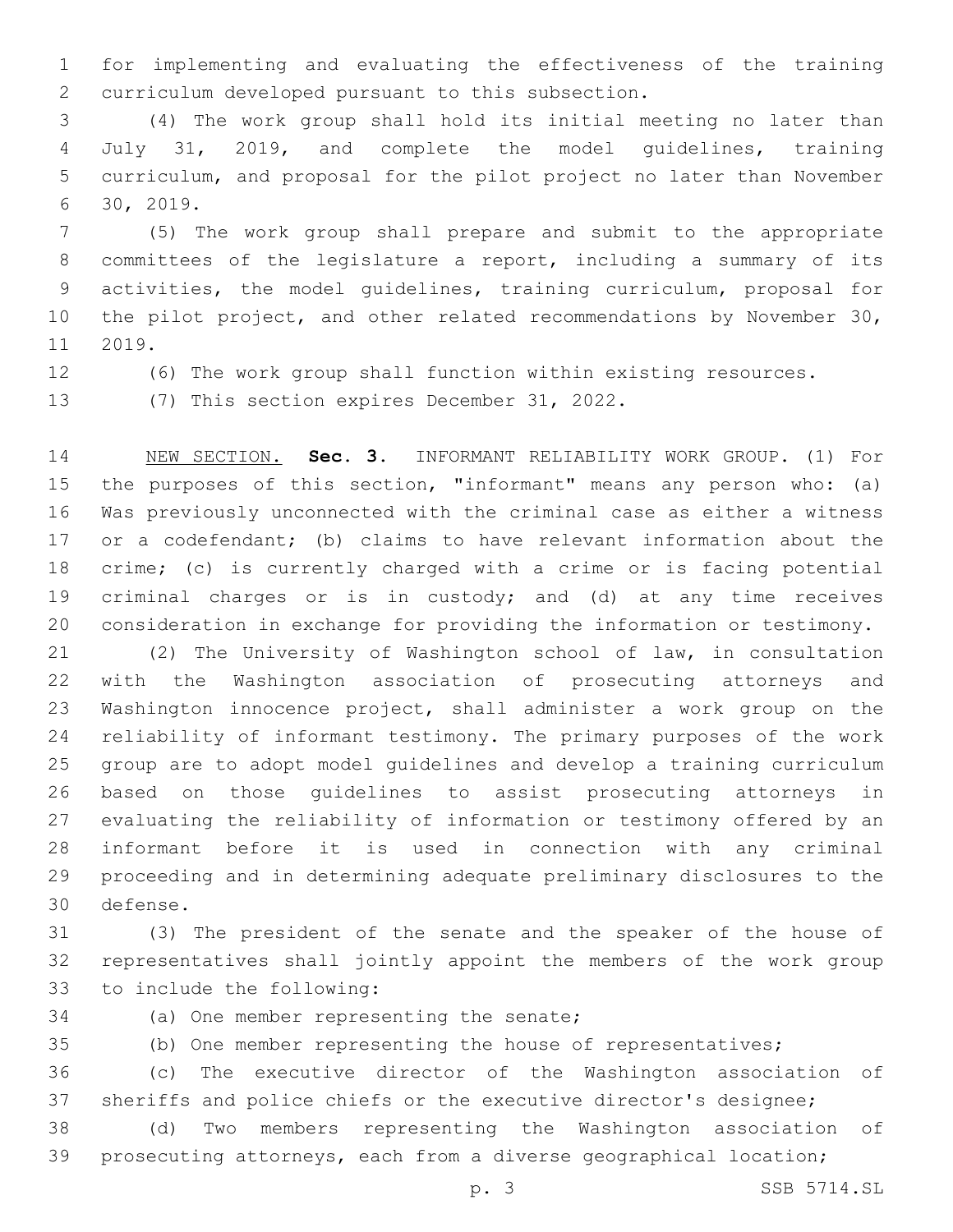for implementing and evaluating the effectiveness of the training curriculum developed pursuant to this subsection.

(4) The work group shall hold its initial meeting no later than July 31, 2019, and complete the model guidelines, training curriculum, and proposal for the pilot project no later than November 30, 2019.

(5) The work group shall prepare and submit to the appropriate committees of the legislature a report, including a summary of its activities, the model guidelines, training curriculum, proposal for the pilot project, and other related recommendations by November 30, 2019.

(6) The work group shall function within existing resources.

(7) This section expires December 31, 2022.

NEW SECTION. **Sec. 3.** INFORMANT RELIABILITY WORK GROUP. (1) For the purposes of this section, "informant" means any person who: (a) Was previously unconnected with the criminal case as either a witness or a codefendant; (b) claims to have relevant information about the crime; (c) is currently charged with a crime or is facing potential criminal charges or is in custody; and (d) at any time receives consideration in exchange for providing the information or testimony.

(2) The University of Washington school of law, in consultation with the Washington association of prosecuting attorneys and Washington innocence project, shall administer a work group on the reliability of informant testimony. The primary purposes of the work group are to adopt model guidelines and develop a training curriculum based on those guidelines to assist prosecuting attorneys in evaluating the reliability of information or testimony offered by an informant before it is used in connection with any criminal proceeding and in determining adequate preliminary disclosures to the defense.

(3) The president of the senate and the speaker of the house of representatives shall jointly appoint the members of the work group to include the following:

(a) One member representing the senate;

(b) One member representing the house of representatives;

(c) The executive director of the Washington association of sheriffs and police chiefs or the executive director's designee;

(d) Two members representing the Washington association of prosecuting attorneys, each from a diverse geographical location;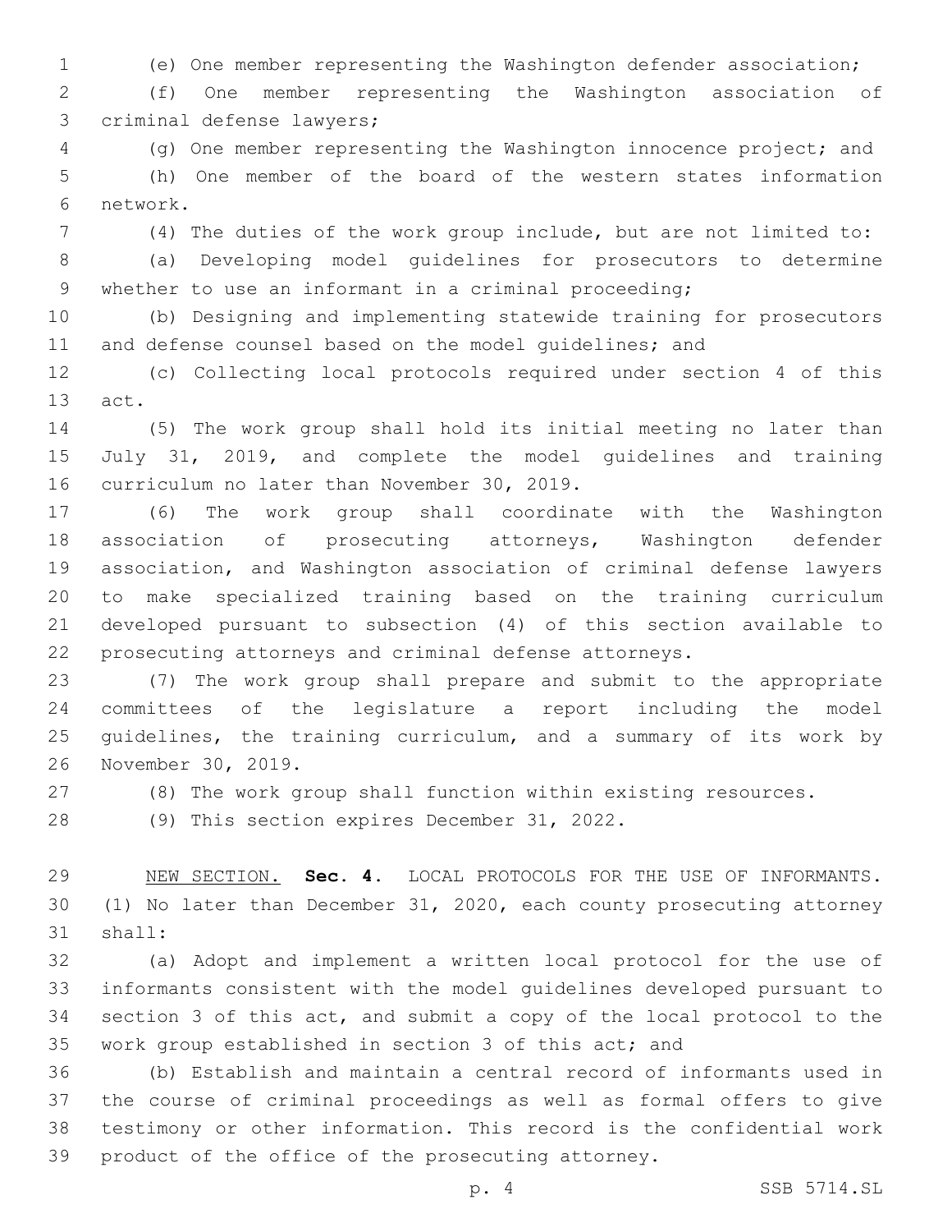(e) One member representing the Washington defender association;

(f) One member representing the Washington association of criminal defense lawyers;

(g) One member representing the Washington innocence project; and

(h) One member of the board of the western states information network.

(4) The duties of the work group include, but are not limited to:

(a) Developing model guidelines for prosecutors to determine whether to use an informant in a criminal proceeding;

(b) Designing and implementing statewide training for prosecutors and defense counsel based on the model guidelines; and

(c) Collecting local protocols required under section 4 of this act.

(5) The work group shall hold its initial meeting no later than July 31, 2019, and complete the model guidelines and training curriculum no later than November 30, 2019.

(6) The work group shall coordinate with the Washington association of prosecuting attorneys, Washington defender association, and Washington association of criminal defense lawyers to make specialized training based on the training curriculum developed pursuant to subsection (4) of this section available to prosecuting attorneys and criminal defense attorneys.

(7) The work group shall prepare and submit to the appropriate committees of the legislature a report including the model guidelines, the training curriculum, and a summary of its work by November 30, 2019.

(8) The work group shall function within existing resources.

(9) This section expires December 31, 2022.

NEW SECTION. **Sec. 4.** LOCAL PROTOCOLS FOR THE USE OF INFORMANTS. (1) No later than December 31, 2020, each county prosecuting attorney shall:

(a) Adopt and implement a written local protocol for the use of informants consistent with the model guidelines developed pursuant to section 3 of this act, and submit a copy of the local protocol to the work group established in section 3 of this act; and

(b) Establish and maintain a central record of informants used in the course of criminal proceedings as well as formal offers to give testimony or other information. This record is the confidential work product of the office of the prosecuting attorney.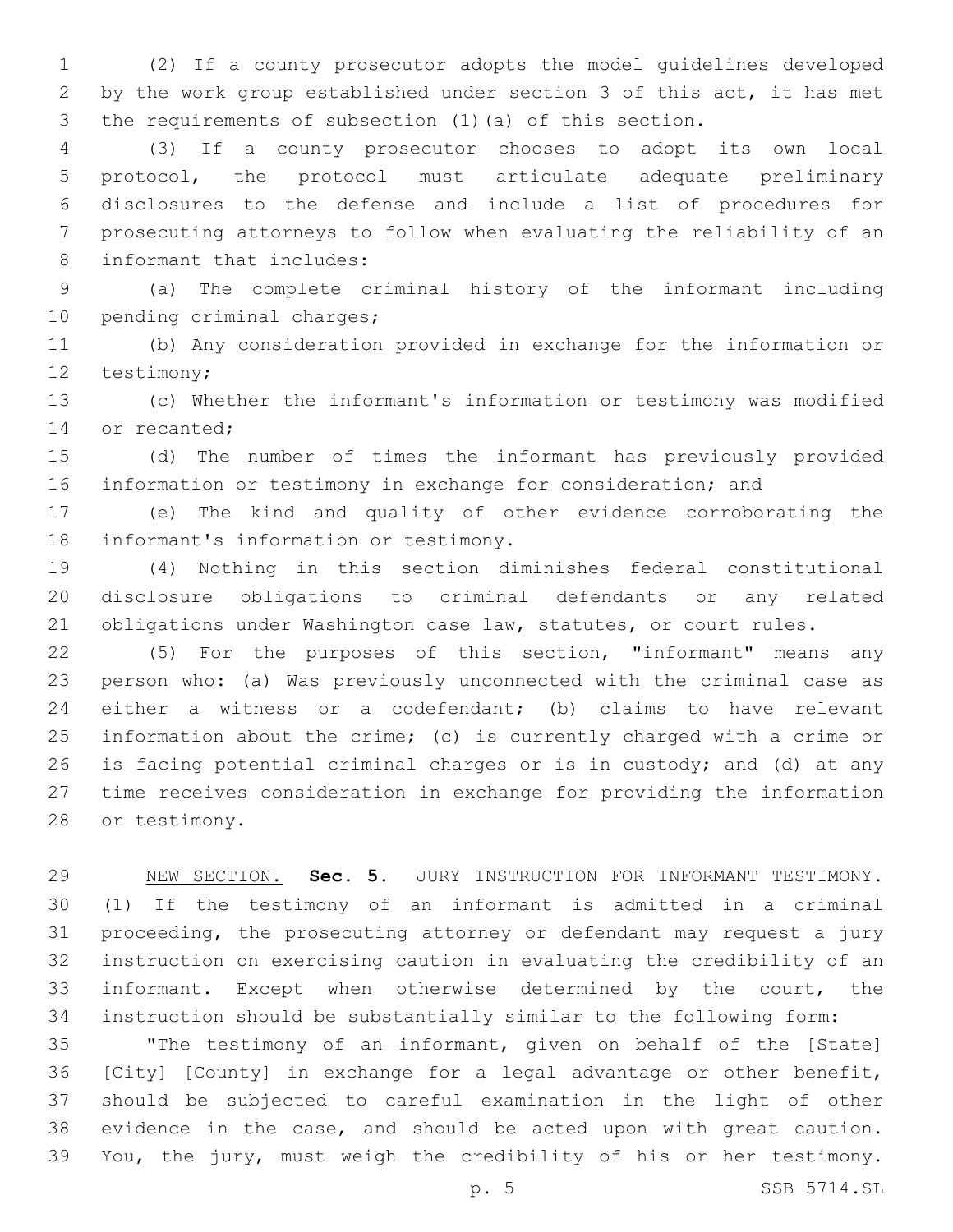(2) If a county prosecutor adopts the model guidelines developed by the work group established under section 3 of this act, it has met the requirements of subsection (1)(a) of this section.

(3) If a county prosecutor chooses to adopt its own local protocol, the protocol must articulate adequate preliminary disclosures to the defense and include a list of procedures for prosecuting attorneys to follow when evaluating the reliability of an informant that includes:

(a) The complete criminal history of the informant including pending criminal charges;

(b) Any consideration provided in exchange for the information or testimony;

(c) Whether the informant's information or testimony was modified or recanted;

(d) The number of times the informant has previously provided information or testimony in exchange for consideration; and

(e) The kind and quality of other evidence corroborating the informant's information or testimony.

(4) Nothing in this section diminishes federal constitutional disclosure obligations to criminal defendants or any related obligations under Washington case law, statutes, or court rules.

(5) For the purposes of this section, "informant" means any person who: (a) Was previously unconnected with the criminal case as either a witness or a codefendant; (b) claims to have relevant information about the crime; (c) is currently charged with a crime or is facing potential criminal charges or is in custody; and (d) at any time receives consideration in exchange for providing the information or testimony.

NEW SECTION. **Sec. 5.** JURY INSTRUCTION FOR INFORMANT TESTIMONY. (1) If the testimony of an informant is admitted in a criminal proceeding, the prosecuting attorney or defendant may request a jury instruction on exercising caution in evaluating the credibility of an informant. Except when otherwise determined by the court, the instruction should be substantially similar to the following form:

"The testimony of an informant, given on behalf of the [State] [City] [County] in exchange for a legal advantage or other benefit, should be subjected to careful examination in the light of other evidence in the case, and should be acted upon with great caution. You, the jury, must weigh the credibility of his or her testimony.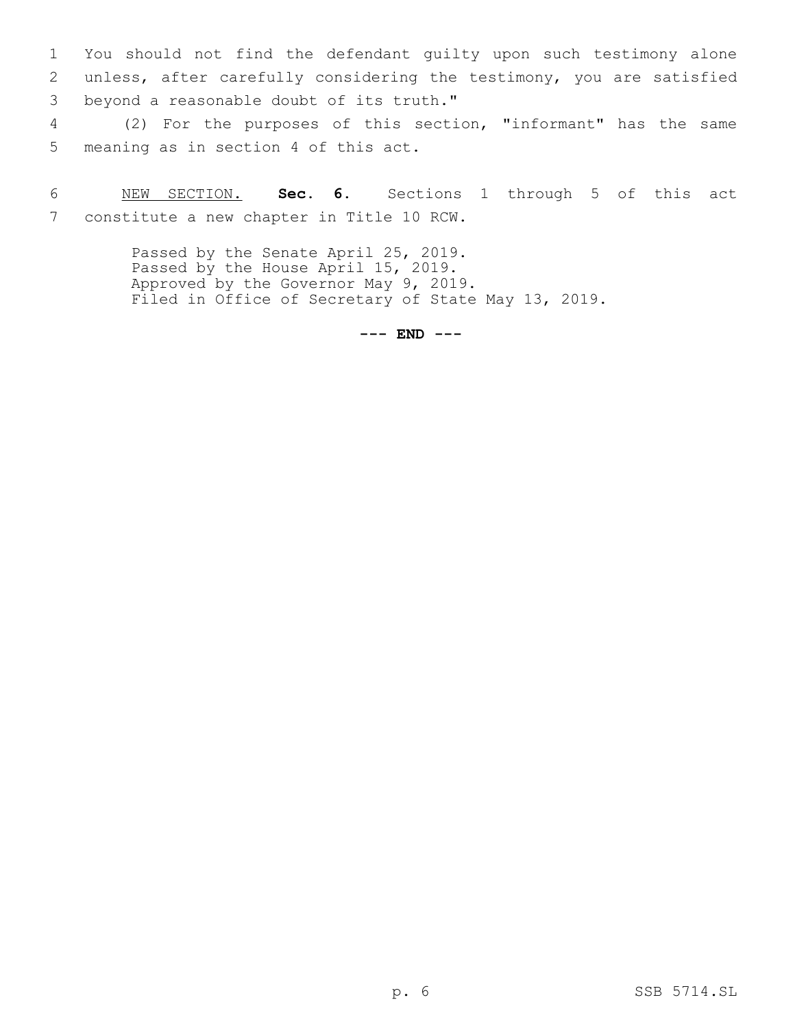You should not find the defendant guilty upon such testimony alone unless, after carefully considering the testimony, you are satisfied beyond a reasonable doubt of its truth."

(2) For the purposes of this section, "informant" has the same meaning as in section 4 of this act.

NEW SECTION. **Sec. 6.** Sections 1 through 5 of this act constitute a new chapter in Title 10 RCW.

Passed by the Senate April 25, 2019.
Passed by the House April 15, 2019.
Approved by the Governor May 9, 2019.
Filed in Office of Secretary of State May 13, 2019.

**--- END ---**